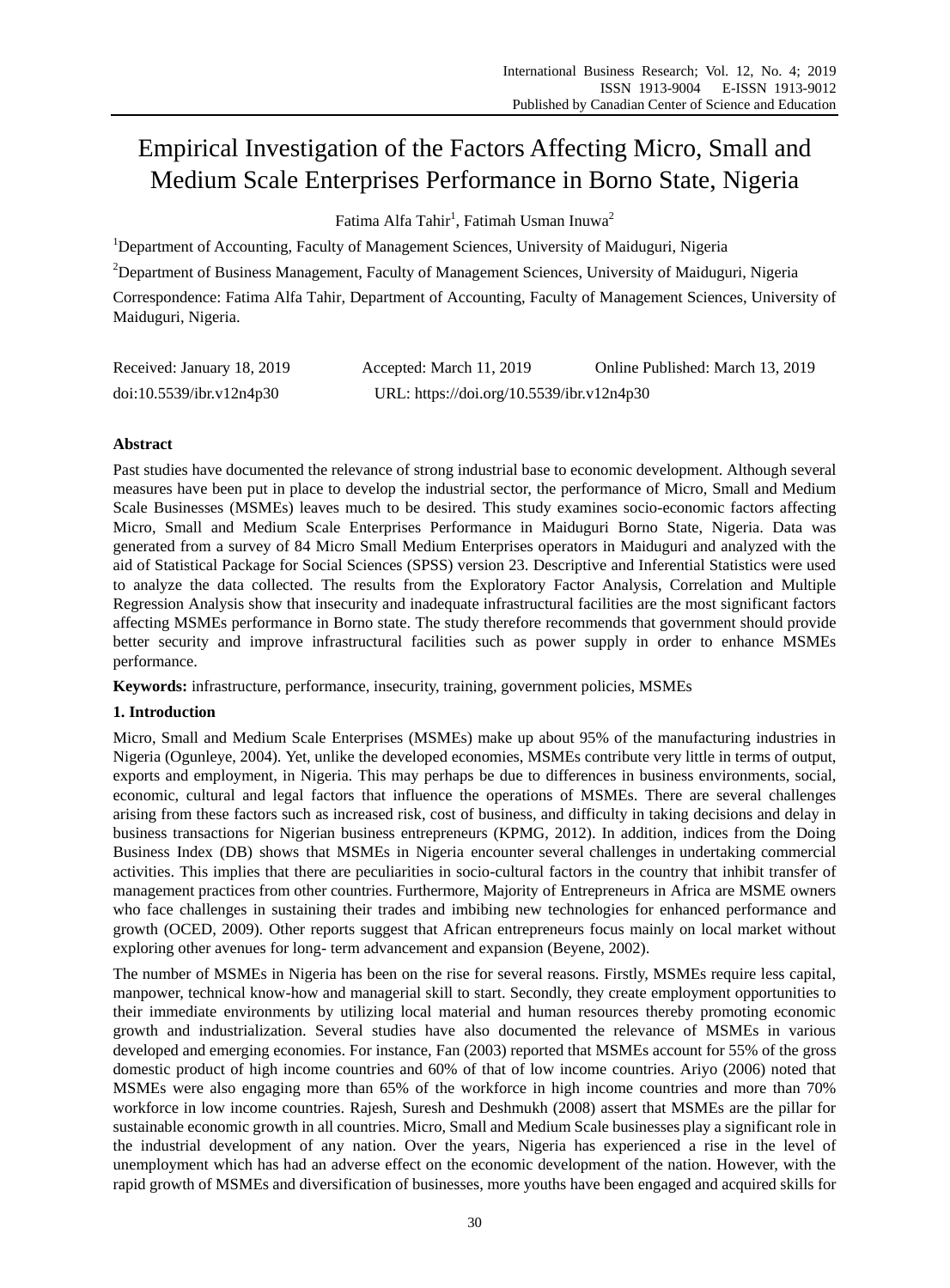# Empirical Investigation of the Factors Affecting Micro, Small and Medium Scale Enterprises Performance in Borno State, Nigeria

Fatima Alfa Tahir[1], Fatimah Usman Inuwa[2]

[1]Department of Accounting, Faculty of Management Sciences, University of Maiduguri, Nigeria

[2]Department of Business Management, Faculty of Management Sciences, University of Maiduguri, Nigeria

Correspondence: Fatima Alfa Tahir, Department of Accounting, Faculty of Management Sciences, University of Maiduguri, Nigeria.

Received: January 18, 2019 Accepted: March 11, 2019 Online Published: March 13, 2019

doi:10.5539/ibr.v12n4p30 URL: https://doi.org/10.5539/ibr.v12n4p30

## Abstract

Past studies have documented the relevance of strong industrial base to economic development. Although several measures have been put in place to develop the industrial sector, the performance of Micro, Small and Medium Scale Businesses (MSMEs) leaves much to be desired. This study examines socio-economic factors affecting Micro, Small and Medium Scale Enterprises Performance in Maiduguri Borno State, Nigeria. Data was generated from a survey of 84 Micro Small Medium Enterprises operators in Maiduguri and analyzed with the aid of Statistical Package for Social Sciences (SPSS) version 23. Descriptive and Inferential Statistics were used to analyze the data collected. The results from the Exploratory Factor Analysis, Correlation and Multiple Regression Analysis show that insecurity and inadequate infrastructural facilities are the most significant factors affecting MSMEs performance in Borno state. The study therefore recommends that government should provide better security and improve infrastructural facilities such as power supply in order to enhance MSMEs performance.

**Keywords:** infrastructure, performance, insecurity, training, government policies, MSMEs

## 1. Introduction

Micro, Small and Medium Scale Enterprises (MSMEs) make up about 95% of the manufacturing industries in Nigeria (Ogunleye, 2004). Yet, unlike the developed economies, MSMEs contribute very little in terms of output, exports and employment, in Nigeria. This may perhaps be due to differences in business environments, social, economic, cultural and legal factors that influence the operations of MSMEs. There are several challenges arising from these factors such as increased risk, cost of business, and difficulty in taking decisions and delay in business transactions for Nigerian business entrepreneurs (KPMG, 2012). In addition, indices from the Doing Business Index (DB) shows that MSMEs in Nigeria encounter several challenges in undertaking commercial activities. This implies that there are peculiarities in socio-cultural factors in the country that inhibit transfer of management practices from other countries. Furthermore, Majority of Entrepreneurs in Africa are MSME owners who face challenges in sustaining their trades and imbibing new technologies for enhanced performance and growth (OCED, 2009). Other reports suggest that African entrepreneurs focus mainly on local market without exploring other avenues for long- term advancement and expansion (Beyene, 2002).

The number of MSMEs in Nigeria has been on the rise for several reasons. Firstly, MSMEs require less capital, manpower, technical know-how and managerial skill to start. Secondly, they create employment opportunities to their immediate environments by utilizing local material and human resources thereby promoting economic growth and industrialization. Several studies have also documented the relevance of MSMEs in various developed and emerging economies. For instance, Fan (2003) reported that MSMEs account for 55% of the gross domestic product of high income countries and 60% of that of low income countries. Ariyo (2006) noted that MSMEs were also engaging more than 65% of the workforce in high income countries and more than 70% workforce in low income countries. Rajesh, Suresh and Deshmukh (2008) assert that MSMEs are the pillar for sustainable economic growth in all countries. Micro, Small and Medium Scale businesses play a significant role in the industrial development of any nation. Over the years, Nigeria has experienced a rise in the level of unemployment which has had an adverse effect on the economic development of the nation. However, with the rapid growth of MSMEs and diversification of businesses, more youths have been engaged and acquired skills for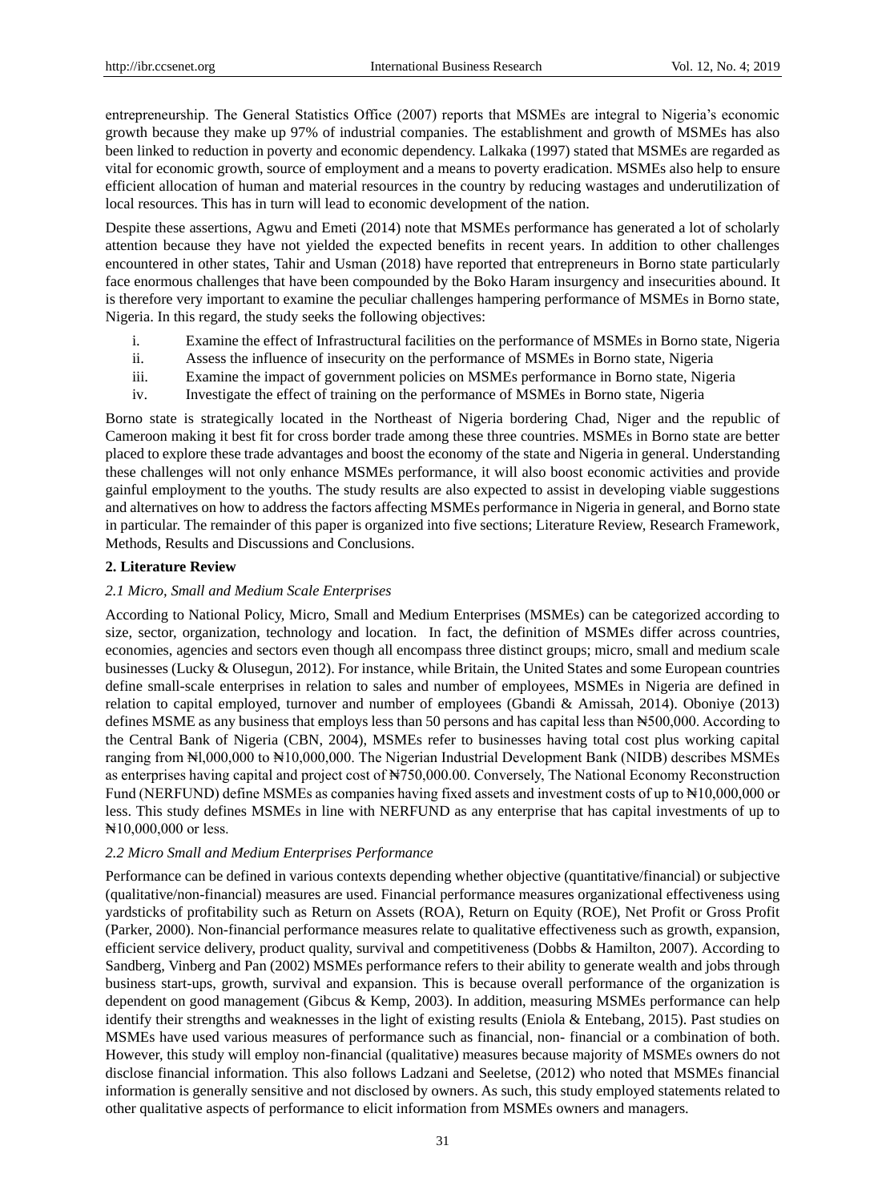entrepreneurship. The General Statistics Office (2007) reports that MSMEs are integral to Nigeria's economic growth because they make up 97% of industrial companies. The establishment and growth of MSMEs has also been linked to reduction in poverty and economic dependency. Lalkaka (1997) stated that MSMEs are regarded as vital for economic growth, source of employment and a means to poverty eradication. MSMEs also help to ensure efficient allocation of human and material resources in the country by reducing wastages and underutilization of local resources. This has in turn will lead to economic development of the nation.

Despite these assertions, Agwu and Emeti (2014) note that MSMEs performance has generated a lot of scholarly attention because they have not yielded the expected benefits in recent years. In addition to other challenges encountered in other states, Tahir and Usman (2018) have reported that entrepreneurs in Borno state particularly face enormous challenges that have been compounded by the Boko Haram insurgency and insecurities abound. It is therefore very important to examine the peculiar challenges hampering performance of MSMEs in Borno state, Nigeria. In this regard, the study seeks the following objectives:

i. Examine the effect of Infrastructural facilities on the performance of MSMEs in Borno state, Nigeria
ii. Assess the influence of insecurity on the performance of MSMEs in Borno state, Nigeria
iii. Examine the impact of government policies on MSMEs performance in Borno state, Nigeria
iv. Investigate the effect of training on the performance of MSMEs in Borno state, Nigeria

Borno state is strategically located in the Northeast of Nigeria bordering Chad, Niger and the republic of Cameroon making it best fit for cross border trade among these three countries. MSMEs in Borno state are better placed to explore these trade advantages and boost the economy of the state and Nigeria in general. Understanding these challenges will not only enhance MSMEs performance, it will also boost economic activities and provide gainful employment to the youths. The study results are also expected to assist in developing viable suggestions and alternatives on how to address the factors affecting MSMEs performance in Nigeria in general, and Borno state in particular. The remainder of this paper is organized into five sections; Literature Review, Research Framework, Methods, Results and Discussions and Conclusions.

## 2. Literature Review

### *2.1 Micro, Small and Medium Scale Enterprises*

According to National Policy, Micro, Small and Medium Enterprises (MSMEs) can be categorized according to size, sector, organization, technology and location. In fact, the definition of MSMEs differ across countries, economies, agencies and sectors even though all encompass three distinct groups; micro, small and medium scale businesses (Lucky & Olusegun, 2012). For instance, while Britain, the United States and some European countries define small-scale enterprises in relation to sales and number of employees, MSMEs in Nigeria are defined in relation to capital employed, turnover and number of employees (Gbandi & Amissah, 2014). Oboniye (2013) defines MSME as any business that employs less than 50 persons and has capital less than ₦500,000. According to the Central Bank of Nigeria (CBN, 2004), MSMEs refer to businesses having total cost plus working capital ranging from ₦l,000,000 to ₦10,000,000. The Nigerian Industrial Development Bank (NIDB) describes MSMEs as enterprises having capital and project cost of ₦750,000.00. Conversely, The National Economy Reconstruction Fund (NERFUND) define MSMEs as companies having fixed assets and investment costs of up to ₦10,000,000 or less. This study defines MSMEs in line with NERFUND as any enterprise that has capital investments of up to ₦10,000,000 or less.

### *2.2 Micro Small and Medium Enterprises Performance*

Performance can be defined in various contexts depending whether objective (quantitative/financial) or subjective (qualitative/non-financial) measures are used. Financial performance measures organizational effectiveness using yardsticks of profitability such as Return on Assets (ROA), Return on Equity (ROE), Net Profit or Gross Profit (Parker, 2000). Non-financial performance measures relate to qualitative effectiveness such as growth, expansion, efficient service delivery, product quality, survival and competitiveness (Dobbs & Hamilton, 2007). According to Sandberg, Vinberg and Pan (2002) MSMEs performance refers to their ability to generate wealth and jobs through business start-ups, growth, survival and expansion. This is because overall performance of the organization is dependent on good management (Gibcus & Kemp, 2003). In addition, measuring MSMEs performance can help identify their strengths and weaknesses in the light of existing results (Eniola & Entebang, 2015). Past studies on MSMEs have used various measures of performance such as financial, non- financial or a combination of both. However, this study will employ non-financial (qualitative) measures because majority of MSMEs owners do not disclose financial information. This also follows Ladzani and Seeletse, (2012) who noted that MSMEs financial information is generally sensitive and not disclosed by owners. As such, this study employed statements related to other qualitative aspects of performance to elicit information from MSMEs owners and managers.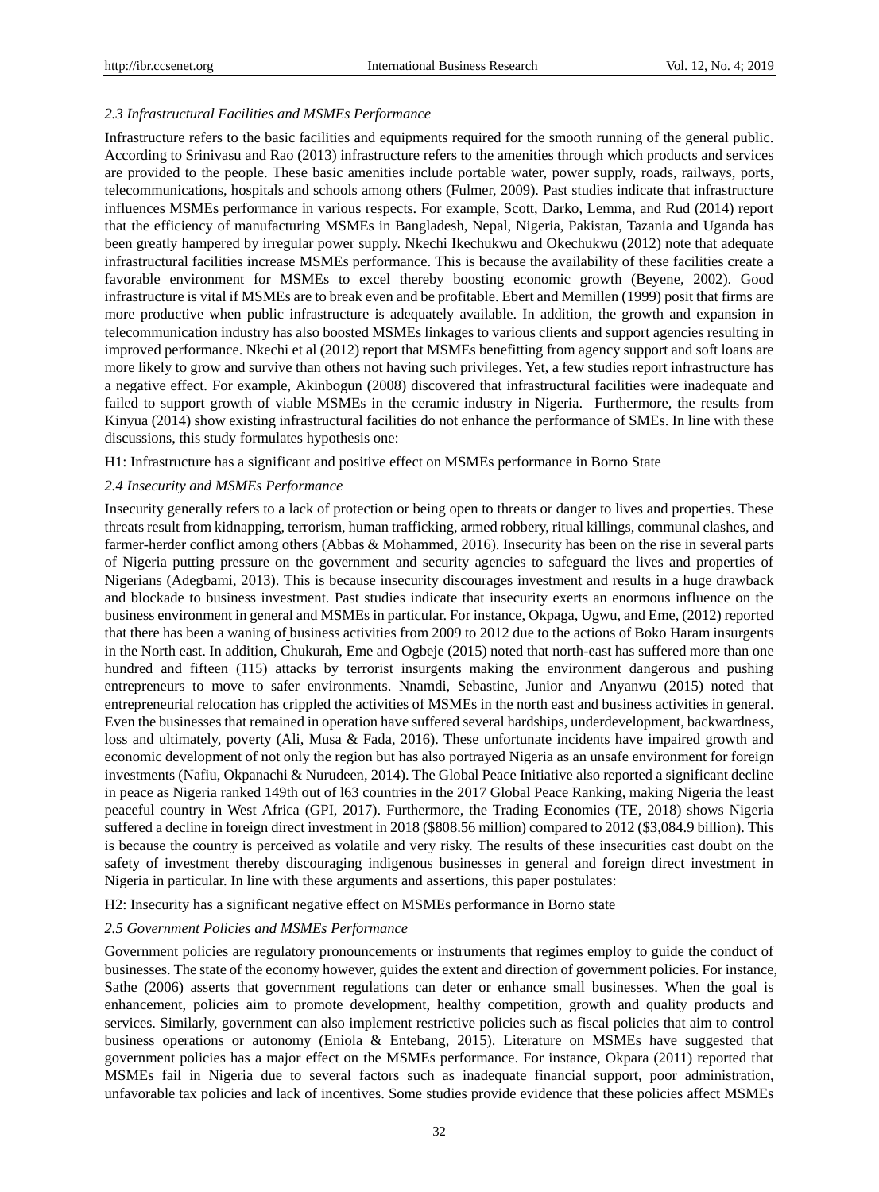### 2.3 Infrastructural Facilities and MSMEs Performance

Infrastructure refers to the basic facilities and equipments required for the smooth running of the general public. According to Srinivasu and Rao (2013) infrastructure refers to the amenities through which products and services are provided to the people. These basic amenities include portable water, power supply, roads, railways, ports, telecommunications, hospitals and schools among others (Fulmer, 2009). Past studies indicate that infrastructure influences MSMEs performance in various respects. For example, Scott, Darko, Lemma, and Rud (2014) report that the efficiency of manufacturing MSMEs in Bangladesh, Nepal, Nigeria, Pakistan, Tazania and Uganda has been greatly hampered by irregular power supply. Nkechi Ikechukwu and Okechukwu (2012) note that adequate infrastructural facilities increase MSMEs performance. This is because the availability of these facilities create a favorable environment for MSMEs to excel thereby boosting economic growth (Beyene, 2002). Good infrastructure is vital if MSMEs are to break even and be profitable. Ebert and Memillen (1999) posit that firms are more productive when public infrastructure is adequately available. In addition, the growth and expansion in telecommunication industry has also boosted MSMEs linkages to various clients and support agencies resulting in improved performance. Nkechi et al (2012) report that MSMEs benefitting from agency support and soft loans are more likely to grow and survive than others not having such privileges. Yet, a few studies report infrastructure has a negative effect. For example, Akinbogun (2008) discovered that infrastructural facilities were inadequate and failed to support growth of viable MSMEs in the ceramic industry in Nigeria. Furthermore, the results from Kinyua (2014) show existing infrastructural facilities do not enhance the performance of SMEs. In line with these discussions, this study formulates hypothesis one:

H1: Infrastructure has a significant and positive effect on MSMEs performance in Borno State

### 2.4 Insecurity and MSMEs Performance

Insecurity generally refers to a lack of protection or being open to threats or danger to lives and properties. These threats result from kidnapping, terrorism, human trafficking, armed robbery, ritual killings, communal clashes, and farmer-herder conflict among others (Abbas & Mohammed, 2016). Insecurity has been on the rise in several parts of Nigeria putting pressure on the government and security agencies to safeguard the lives and properties of Nigerians (Adegbami, 2013). This is because insecurity discourages investment and results in a huge drawback and blockade to business investment. Past studies indicate that insecurity exerts an enormous influence on the business environment in general and MSMEs in particular. For instance, Okpaga, Ugwu, and Eme, (2012) reported that there has been a waning of business activities from 2009 to 2012 due to the actions of Boko Haram insurgents in the North east. In addition, Chukurah, Eme and Ogbeje (2015) noted that north-east has suffered more than one hundred and fifteen (115) attacks by terrorist insurgents making the environment dangerous and pushing entrepreneurs to move to safer environments. Nnamdi, Sebastine, Junior and Anyanwu (2015) noted that entrepreneurial relocation has crippled the activities of MSMEs in the north east and business activities in general. Even the businesses that remained in operation have suffered several hardships, underdevelopment, backwardness, loss and ultimately, poverty (Ali, Musa & Fada, 2016). These unfortunate incidents have impaired growth and economic development of not only the region but has also portrayed Nigeria as an unsafe environment for foreign investments (Nafiu, Okpanachi & Nurudeen, 2014). The Global Peace Initiative also reported a significant decline in peace as Nigeria ranked 149th out of l63 countries in the 2017 Global Peace Ranking, making Nigeria the least peaceful country in West Africa (GPI, 2017). Furthermore, the Trading Economies (TE, 2018) shows Nigeria suffered a decline in foreign direct investment in 2018 ($808.56 million) compared to 2012 ($3,084.9 billion). This is because the country is perceived as volatile and very risky. The results of these insecurities cast doubt on the safety of investment thereby discouraging indigenous businesses in general and foreign direct investment in Nigeria in particular. In line with these arguments and assertions, this paper postulates:

H2: Insecurity has a significant negative effect on MSMEs performance in Borno state

### 2.5 Government Policies and MSMEs Performance

Government policies are regulatory pronouncements or instruments that regimes employ to guide the conduct of businesses. The state of the economy however, guides the extent and direction of government policies. For instance, Sathe (2006) asserts that government regulations can deter or enhance small businesses. When the goal is enhancement, policies aim to promote development, healthy competition, growth and quality products and services. Similarly, government can also implement restrictive policies such as fiscal policies that aim to control business operations or autonomy (Eniola & Entebang, 2015). Literature on MSMEs have suggested that government policies has a major effect on the MSMEs performance. For instance, Okpara (2011) reported that MSMEs fail in Nigeria due to several factors such as inadequate financial support, poor administration, unfavorable tax policies and lack of incentives. Some studies provide evidence that these policies affect MSMEs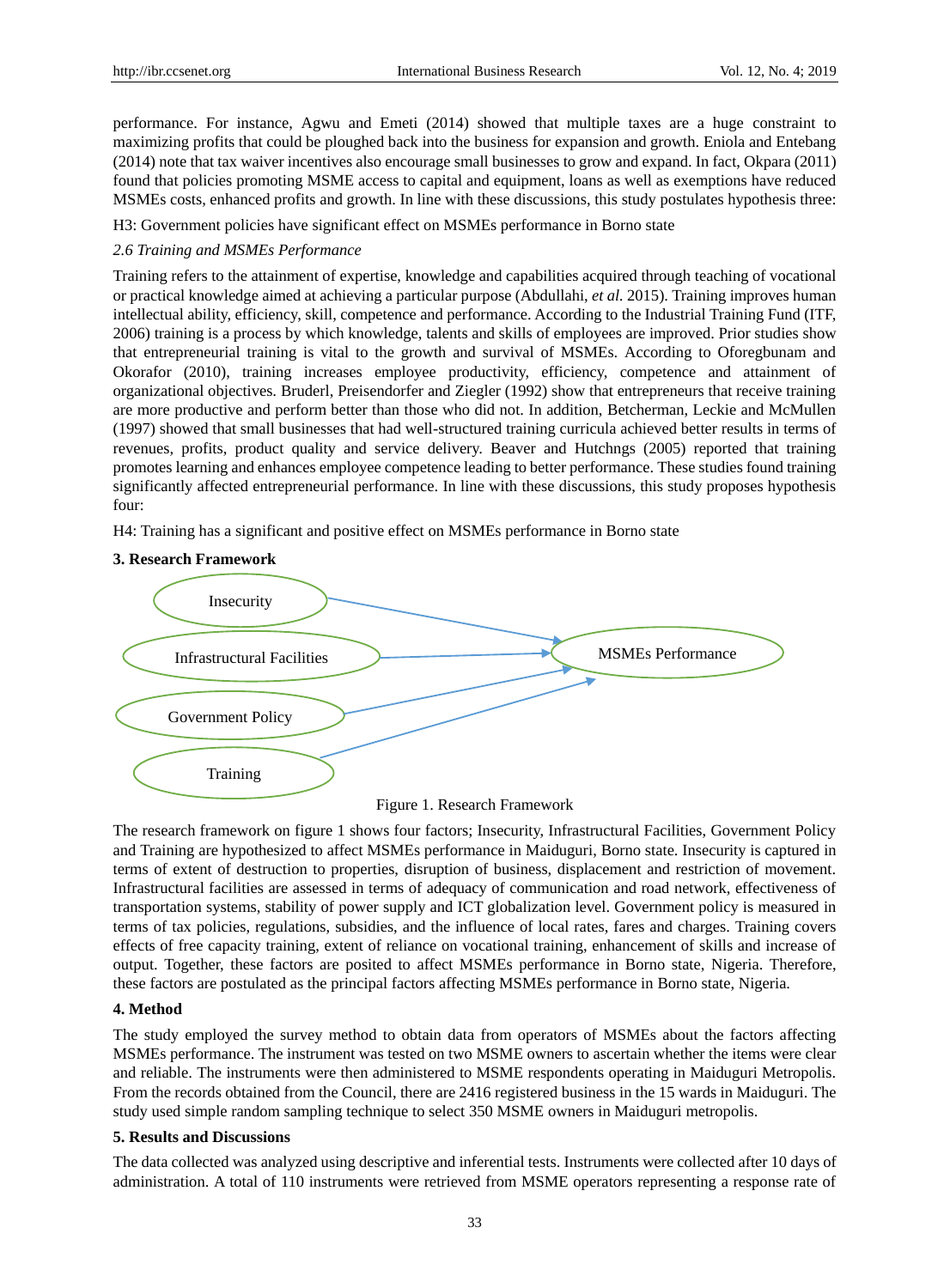performance. For instance, Agwu and Emeti (2014) showed that multiple taxes are a huge constraint to maximizing profits that could be ploughed back into the business for expansion and growth. Eniola and Entebang (2014) note that tax waiver incentives also encourage small businesses to grow and expand. In fact, Okpara (2011) found that policies promoting MSME access to capital and equipment, loans as well as exemptions have reduced MSMEs costs, enhanced profits and growth. In line with these discussions, this study postulates hypothesis three:

H3: Government policies have significant effect on MSMEs performance in Borno state

### *2.6 Training and MSMEs Performance*

Training refers to the attainment of expertise, knowledge and capabilities acquired through teaching of vocational or practical knowledge aimed at achieving a particular purpose (Abdullahi, *et al.* 2015). Training improves human intellectual ability, efficiency, skill, competence and performance. According to the Industrial Training Fund (ITF, 2006) training is a process by which knowledge, talents and skills of employees are improved. Prior studies show that entrepreneurial training is vital to the growth and survival of MSMEs. According to Oforegbunam and Okorafor (2010), training increases employee productivity, efficiency, competence and attainment of organizational objectives. Bruderl, Preisendorfer and Ziegler (1992) show that entrepreneurs that receive training are more productive and perform better than those who did not. In addition, Betcherman, Leckie and McMullen (1997) showed that small businesses that had well-structured training curricula achieved better results in terms of revenues, profits, product quality and service delivery. Beaver and Hutchngs (2005) reported that training promotes learning and enhances employee competence leading to better performance. These studies found training significantly affected entrepreneurial performance. In line with these discussions, this study proposes hypothesis four:

H4: Training has a significant and positive effect on MSMEs performance in Borno state

## 3. Research Framework

Insecurity → MSMEs Performance
Infrastructural Facilities → MSMEs Performance
Government Policy → MSMEs Performance
Training → MSMEs Performance

Figure 1. Research Framework

The research framework on figure 1 shows four factors; Insecurity, Infrastructural Facilities, Government Policy and Training are hypothesized to affect MSMEs performance in Maiduguri, Borno state. Insecurity is captured in terms of extent of destruction to properties, disruption of business, displacement and restriction of movement. Infrastructural facilities are assessed in terms of adequacy of communication and road network, effectiveness of transportation systems, stability of power supply and ICT globalization level. Government policy is measured in terms of tax policies, regulations, subsidies, and the influence of local rates, fares and charges. Training covers effects of free capacity training, extent of reliance on vocational training, enhancement of skills and increase of output. Together, these factors are posited to affect MSMEs performance in Borno state, Nigeria. Therefore, these factors are postulated as the principal factors affecting MSMEs performance in Borno state, Nigeria.

## 4. Method

The study employed the survey method to obtain data from operators of MSMEs about the factors affecting MSMEs performance. The instrument was tested on two MSME owners to ascertain whether the items were clear and reliable. The instruments were then administered to MSME respondents operating in Maiduguri Metropolis. From the records obtained from the Council, there are 2416 registered business in the 15 wards in Maiduguri. The study used simple random sampling technique to select 350 MSME owners in Maiduguri metropolis.

## 5. Results and Discussions

The data collected was analyzed using descriptive and inferential tests. Instruments were collected after 10 days of administration. A total of 110 instruments were retrieved from MSME operators representing a response rate of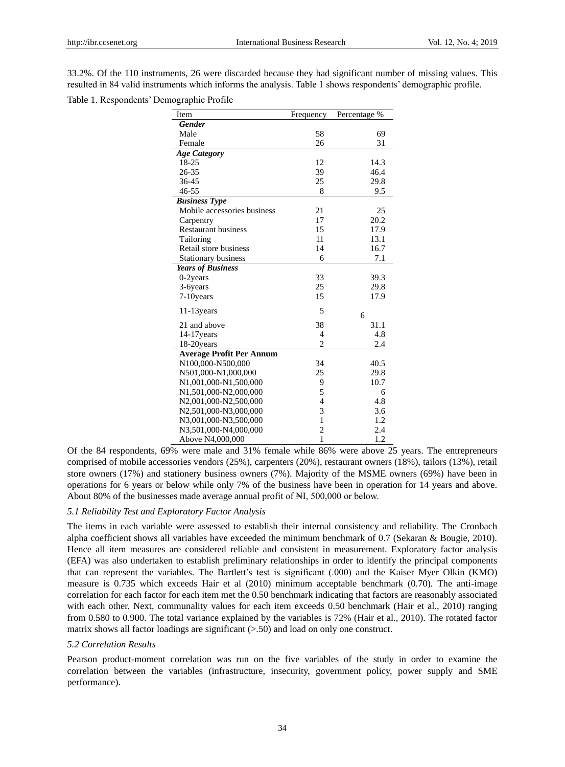33.2%. Of the 110 instruments, 26 were discarded because they had significant number of missing values. This resulted in 84 valid instruments which informs the analysis. Table 1 shows respondents' demographic profile.

Table 1. Respondents' Demographic Profile

| Item | Frequency | Percentage % |
|---|---|---|
| ***Gender*** | | |
| Male | 58 | 69 |
| Female | 26 | 31 |
| ***Age Category*** | | |
| 18-25 | 12 | 14.3 |
| 26-35 | 39 | 46.4 |
| 36-45 | 25 | 29.8 |
| 46-55 | 8 | 9.5 |
| ***Business Type*** | | |
| Mobile accessories business | 21 | 25 |
| Carpentry | 17 | 20.2 |
| Restaurant business | 15 | 17.9 |
| Tailoring | 11 | 13.1 |
| Retail store business | 14 | 16.7 |
| Stationary business | 6 | 7.1 |
| ***Years of Business*** | | |
| 0-2years | 33 | 39.3 |
| 3-6years | 25 | 29.8 |
| 7-10years | 15 | 17.9 |
| 11-13years | 5 | 6 |
| 21 and above | 38 | 31.1 |
| 14-17years | 4 | 4.8 |
| 18-20years | 2 | 2.4 |
| **Average Profit Per Annum** | | |
| N100,000-N500,000 | 34 | 40.5 |
| N501,000-N1,000,000 | 25 | 29.8 |
| N1,001,000-N1,500,000 | 9 | 10.7 |
| N1,501,000-N2,000,000 | 5 | 6 |
| N2,001,000-N2,500,000 | 4 | 4.8 |
| N2,501,000-N3,000,000 | 3 | 3.6 |
| N3,001,000-N3,500,000 | 1 | 1.2 |
| N3,501,000-N4,000,000 | 2 | 2.4 |
| Above N4,000,000 | 1 | 1.2 |

Of the 84 respondents, 69% were male and 31% female while 86% were above 25 years. The entrepreneurs comprised of mobile accessories vendors (25%), carpenters (20%), restaurant owners (18%), tailors (13%), retail store owners (17%) and stationery business owners (7%). Majority of the MSME owners (69%) have been in operations for 6 years or below while only 7% of the business have been in operation for 14 years and above. About 80% of the businesses made average annual profit of ₦I, 500,000 or below.

### *5.1 Reliability Test and Exploratory Factor Analysis*

The items in each variable were assessed to establish their internal consistency and reliability. The Cronbach alpha coefficient shows all variables have exceeded the minimum benchmark of 0.7 (Sekaran & Bougie, 2010). Hence all item measures are considered reliable and consistent in measurement. Exploratory factor analysis (EFA) was also undertaken to establish preliminary relationships in order to identify the principal components that can represent the variables. The Bartlett's test is significant (.000) and the Kaiser Myer Olkin (KMO) measure is 0.735 which exceeds Hair et al (2010) minimum acceptable benchmark (0.70). The anti-image correlation for each factor for each item met the 0.50 benchmark indicating that factors are reasonably associated with each other. Next, communality values for each item exceeds 0.50 benchmark (Hair et al., 2010) ranging from 0.580 to 0.900. The total variance explained by the variables is 72% (Hair et al., 2010). The rotated factor matrix shows all factor loadings are significant (>.50) and load on only one construct.

### *5.2 Correlation Results*

Pearson product-moment correlation was run on the five variables of the study in order to examine the correlation between the variables (infrastructure, insecurity, government policy, power supply and SME performance).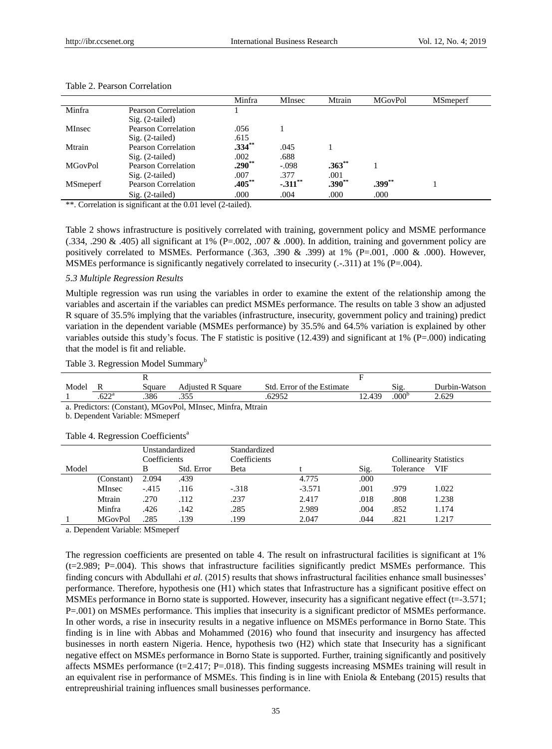Table 2. Pearson Correlation

| | | Minfra | MInsec | Mtrain | MGovPol | MSmeperf |
|---|---|---|---|---|---|---|
| Minfra | Pearson Correlation | 1 | | | | |
| | Sig. (2-tailed) | | | | | |
| MInsec | Pearson Correlation | .056 | 1 | | | |
| | Sig. (2-tailed) | .615 | | | | |
| Mtrain | Pearson Correlation | **.334**** | .045 | 1 | | |
| | Sig. (2-tailed) | .002 | .688 | | | |
| MGovPol | Pearson Correlation | **.290**** | -.098 | **.363**** | 1 | |
| | Sig. (2-tailed) | .007 | .377 | .001 | | |
| MSmeperf | Pearson Correlation | **.405**** | **-.311**** | **.390**** | **.399**** | 1 |
| | Sig. (2-tailed) | .000 | .004 | .000 | .000 | |

**. Correlation is significant at the 0.01 level (2-tailed).

Table 2 shows infrastructure is positively correlated with training, government policy and MSME performance (.334, .290 & .405) all significant at 1% (P=.002, .007 & .000). In addition, training and government policy are positively correlated to MSMEs. Performance (.363, .390 & .399) at 1% (P=.001, .000 & .000). However, MSMEs performance is significantly negatively correlated to insecurity (.-.311) at 1% (P=.004).

### *5.3 Multiple Regression Results*

Multiple regression was run using the variables in order to examine the extent of the relationship among the variables and ascertain if the variables can predict MSMEs performance. The results on table 3 show an adjusted R square of 35.5% implying that the variables (infrastructure, insecurity, government policy and training) predict variation in the dependent variable (MSMEs performance) by 35.5% and 64.5% variation is explained by other variables outside this study's focus. The F statistic is positive (12.439) and significant at 1% (P=.000) indicating that the model is fit and reliable.

Table 3. Regression Model Summary[b]

| Model | R | R Square | Adjusted R Square | Std. Error of the Estimate | F | Sig. | Durbin-Watson |
|---|---|---|---|---|---|---|---|
| 1 | .622[a] | .386 | .355 | .62952 | 12.439 | .000[b] | 2.629 |

a. Predictors: (Constant), MGovPol, MInsec, Minfra, Mtrain

b. Dependent Variable: MSmeperf

Table 4. Regression Coefficients[a]

| Model | | Unstandardized Coefficients | | Standardized Coefficients | t | Sig. | Collinearity Statistics | |
|---|---|---|---|---|---|---|---|---|
| | | B | Std. Error | Beta | | | Tolerance | VIF |
| | (Constant) | 2.094 | .439 | | 4.775 | .000 | | |
| | MInsec | -.415 | .116 | -.318 | -3.571 | .001 | .979 | 1.022 |
| | Mtrain | .270 | .112 | .237 | 2.417 | .018 | .808 | 1.238 |
| | Minfra | .426 | .142 | .285 | 2.989 | .004 | .852 | 1.174 |
| 1 | MGovPol | .285 | .139 | .199 | 2.047 | .044 | .821 | 1.217 |

a. Dependent Variable: MSmeperf

The regression coefficients are presented on table 4. The result on infrastructural facilities is significant at 1% (t=2.989; P=.004). This shows that infrastructure facilities significantly predict MSMEs performance. This finding concurs with Abdullahi *et al.* (2015) results that shows infrastructural facilities enhance small businesses' performance. Therefore, hypothesis one (H1) which states that Infrastructure has a significant positive effect on MSMEs performance in Borno state is supported. However, insecurity has a significant negative effect (t=-3.571; P=.001) on MSMEs performance. This implies that insecurity is a significant predictor of MSMEs performance. In other words, a rise in insecurity results in a negative influence on MSMEs performance in Borno State. This finding is in line with Abbas and Mohammed (2016) who found that insecurity and insurgency has affected businesses in north eastern Nigeria. Hence, hypothesis two (H2) which state that Insecurity has a significant negative effect on MSMEs performance in Borno State is supported. Further, training significantly and positively affects MSMEs performance (t=2.417; P=.018). This finding suggests increasing MSMEs training will result in an equivalent rise in performance of MSMEs. This finding is in line with Eniola & Entebang (2015) results that entrepreushirial training influences small businesses performance.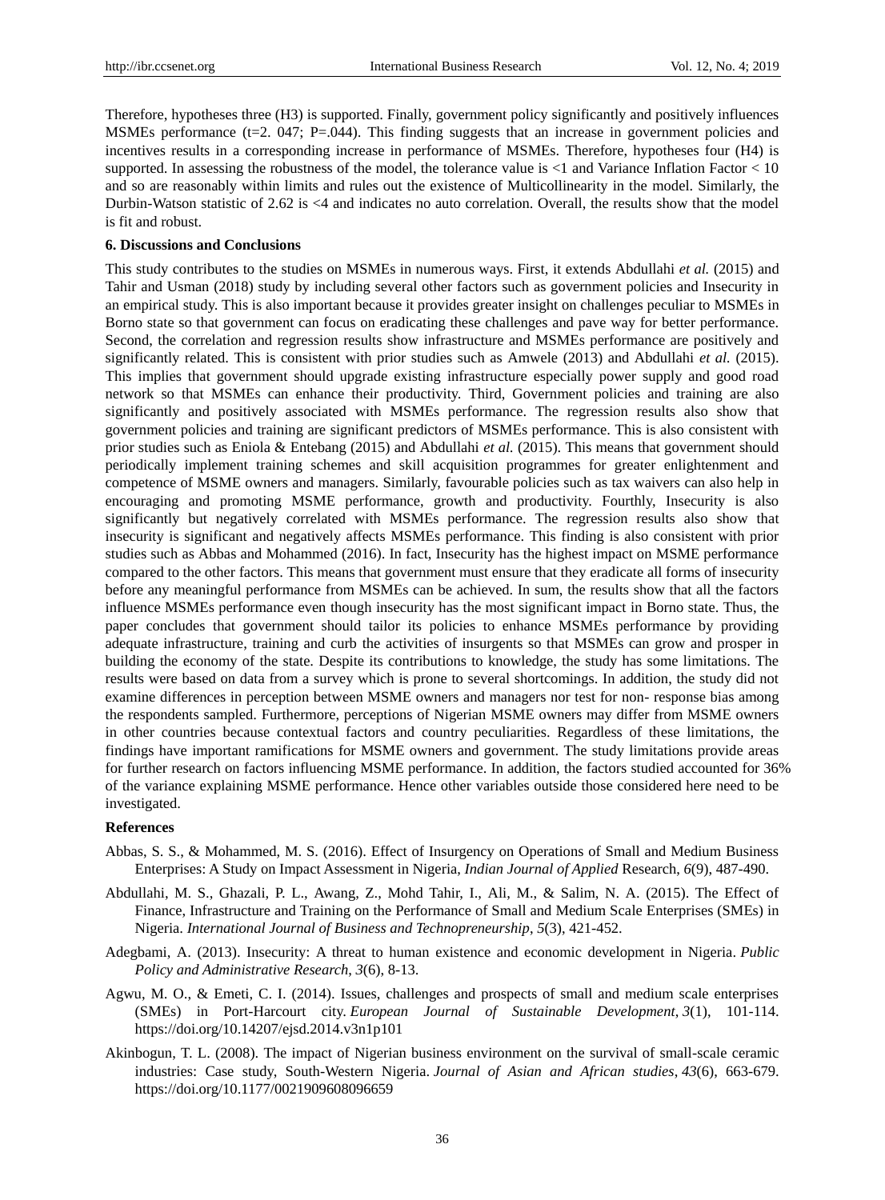Therefore, hypotheses three (H3) is supported. Finally, government policy significantly and positively influences MSMEs performance (t=2. 047; P=.044). This finding suggests that an increase in government policies and incentives results in a corresponding increase in performance of MSMEs. Therefore, hypotheses four (H4) is supported. In assessing the robustness of the model, the tolerance value is <1 and Variance Inflation Factor < 10 and so are reasonably within limits and rules out the existence of Multicollinearity in the model. Similarly, the Durbin-Watson statistic of 2.62 is <4 and indicates no auto correlation. Overall, the results show that the model is fit and robust.

## 6. Discussions and Conclusions

This study contributes to the studies on MSMEs in numerous ways. First, it extends Abdullahi *et al.* (2015) and Tahir and Usman (2018) study by including several other factors such as government policies and Insecurity in an empirical study. This is also important because it provides greater insight on challenges peculiar to MSMEs in Borno state so that government can focus on eradicating these challenges and pave way for better performance. Second, the correlation and regression results show infrastructure and MSMEs performance are positively and significantly related. This is consistent with prior studies such as Amwele (2013) and Abdullahi *et al.* (2015). This implies that government should upgrade existing infrastructure especially power supply and good road network so that MSMEs can enhance their productivity. Third, Government policies and training are also significantly and positively associated with MSMEs performance. The regression results also show that government policies and training are significant predictors of MSMEs performance. This is also consistent with prior studies such as Eniola & Entebang (2015) and Abdullahi *et al.* (2015). This means that government should periodically implement training schemes and skill acquisition programmes for greater enlightenment and competence of MSME owners and managers. Similarly, favourable policies such as tax waivers can also help in encouraging and promoting MSME performance, growth and productivity. Fourthly, Insecurity is also significantly but negatively correlated with MSMEs performance. The regression results also show that insecurity is significant and negatively affects MSMEs performance. This finding is also consistent with prior studies such as Abbas and Mohammed (2016). In fact, Insecurity has the highest impact on MSME performance compared to the other factors. This means that government must ensure that they eradicate all forms of insecurity before any meaningful performance from MSMEs can be achieved. In sum, the results show that all the factors influence MSMEs performance even though insecurity has the most significant impact in Borno state. Thus, the paper concludes that government should tailor its policies to enhance MSMEs performance by providing adequate infrastructure, training and curb the activities of insurgents so that MSMEs can grow and prosper in building the economy of the state. Despite its contributions to knowledge, the study has some limitations. The results were based on data from a survey which is prone to several shortcomings. In addition, the study did not examine differences in perception between MSME owners and managers nor test for non- response bias among the respondents sampled. Furthermore, perceptions of Nigerian MSME owners may differ from MSME owners in other countries because contextual factors and country peculiarities. Regardless of these limitations, the findings have important ramifications for MSME owners and government. The study limitations provide areas for further research on factors influencing MSME performance. In addition, the factors studied accounted for 36% of the variance explaining MSME performance. Hence other variables outside those considered here need to be investigated.

## References

Abbas, S. S., & Mohammed, M. S. (2016). Effect of Insurgency on Operations of Small and Medium Business Enterprises: A Study on Impact Assessment in Nigeria, *Indian Journal of Applied* Research, *6*(9), 487-490.

Abdullahi, M. S., Ghazali, P. L., Awang, Z., Mohd Tahir, I., Ali, M., & Salim, N. A. (2015). The Effect of Finance, Infrastructure and Training on the Performance of Small and Medium Scale Enterprises (SMEs) in Nigeria. *International Journal of Business and Technopreneurship*, *5*(3), 421-452.

Adegbami, A. (2013). Insecurity: A threat to human existence and economic development in Nigeria. *Public Policy and Administrative Research*, *3*(6), 8-13.

Agwu, M. O., & Emeti, C. I. (2014). Issues, challenges and prospects of small and medium scale enterprises (SMEs) in Port-Harcourt city. *European Journal of Sustainable Development*, *3*(1), 101-114. https://doi.org/10.14207/ejsd.2014.v3n1p101

Akinbogun, T. L. (2008). The impact of Nigerian business environment on the survival of small-scale ceramic industries: Case study, South-Western Nigeria. *Journal of Asian and African studies*, *43*(6), 663-679. https://doi.org/10.1177/0021909608096659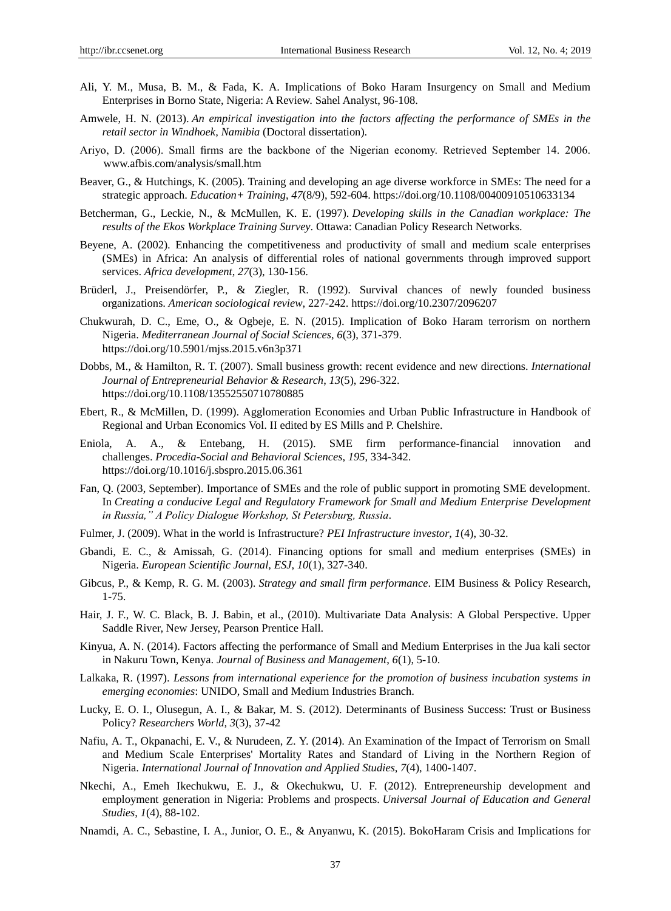Ali, Y. M., Musa, B. M., & Fada, K. A. Implications of Boko Haram Insurgency on Small and Medium Enterprises in Borno State, Nigeria: A Review. Sahel Analyst, 96-108.

Amwele, H. N. (2013). *An empirical investigation into the factors affecting the performance of SMEs in the retail sector in Windhoek, Namibia* (Doctoral dissertation).

Ariyo, D. (2006). Small firms are the backbone of the Nigerian economy. Retrieved September 14. 2006. www.afbis.com/analysis/small.htm

Beaver, G., & Hutchings, K. (2005). Training and developing an age diverse workforce in SMEs: The need for a strategic approach. *Education+ Training*, *47*(8/9), 592-604. https://doi.org/10.1108/00400910510633134

Betcherman, G., Leckie, N., & McMullen, K. E. (1997). *Developing skills in the Canadian workplace: The results of the Ekos Workplace Training Survey*. Ottawa: Canadian Policy Research Networks.

Beyene, A. (2002). Enhancing the competitiveness and productivity of small and medium scale enterprises (SMEs) in Africa: An analysis of differential roles of national governments through improved support services. *Africa development*, *27*(3), 130-156.

Brüderl, J., Preisendörfer, P., & Ziegler, R. (1992). Survival chances of newly founded business organizations. *American sociological review*, 227-242. https://doi.org/10.2307/2096207

Chukwurah, D. C., Eme, O., & Ogbeje, E. N. (2015). Implication of Boko Haram terrorism on northern Nigeria. *Mediterranean Journal of Social Sciences*, *6*(3), 371-379. https://doi.org/10.5901/mjss.2015.v6n3p371

Dobbs, M., & Hamilton, R. T. (2007). Small business growth: recent evidence and new directions. *International Journal of Entrepreneurial Behavior & Research*, *13*(5), 296-322. https://doi.org/10.1108/13552550710780885

Ebert, R., & McMillen, D. (1999). Agglomeration Economies and Urban Public Infrastructure in Handbook of Regional and Urban Economics Vol. II edited by ES Mills and P. Chelshire.

Eniola, A. A., & Entebang, H. (2015). SME firm performance-financial innovation and challenges. *Procedia-Social and Behavioral Sciences*, *195*, 334-342. https://doi.org/10.1016/j.sbspro.2015.06.361

Fan, Q. (2003, September). Importance of SMEs and the role of public support in promoting SME development. In *Creating a conducive Legal and Regulatory Framework for Small and Medium Enterprise Development in Russia," A Policy Dialogue Workshop, St Petersburg, Russia*.

Fulmer, J. (2009). What in the world is Infrastructure? *PEI Infrastructure investor*, *1*(4), 30-32.

Gbandi, E. C., & Amissah, G. (2014). Financing options for small and medium enterprises (SMEs) in Nigeria. *European Scientific Journal, ESJ*, *10*(1), 327-340.

Gibcus, P., & Kemp, R. G. M. (2003). *Strategy and small firm performance*. EIM Business & Policy Research, 1-75.

Hair, J. F., W. C. Black, B. J. Babin, et al., (2010). Multivariate Data Analysis: A Global Perspective. Upper Saddle River, New Jersey, Pearson Prentice Hall.

Kinyua, A. N. (2014). Factors affecting the performance of Small and Medium Enterprises in the Jua kali sector in Nakuru Town, Kenya. *Journal of Business and Management*, *6*(1), 5-10.

Lalkaka, R. (1997). *Lessons from international experience for the promotion of business incubation systems in emerging economies*: UNIDO, Small and Medium Industries Branch.

Lucky, E. O. I., Olusegun, A. I., & Bakar, M. S. (2012). Determinants of Business Success: Trust or Business Policy? *Researchers World*, *3*(3), 37-42

Nafiu, A. T., Okpanachi, E. V., & Nurudeen, Z. Y. (2014). An Examination of the Impact of Terrorism on Small and Medium Scale Enterprises' Mortality Rates and Standard of Living in the Northern Region of Nigeria. *International Journal of Innovation and Applied Studies*, *7*(4), 1400-1407.

Nkechi, A., Emeh Ikechukwu, E. J., & Okechukwu, U. F. (2012). Entrepreneurship development and employment generation in Nigeria: Problems and prospects. *Universal Journal of Education and General Studies*, *1*(4), 88-102.

Nnamdi, A. C., Sebastine, I. A., Junior, O. E., & Anyanwu, K. (2015). BokoHaram Crisis and Implications for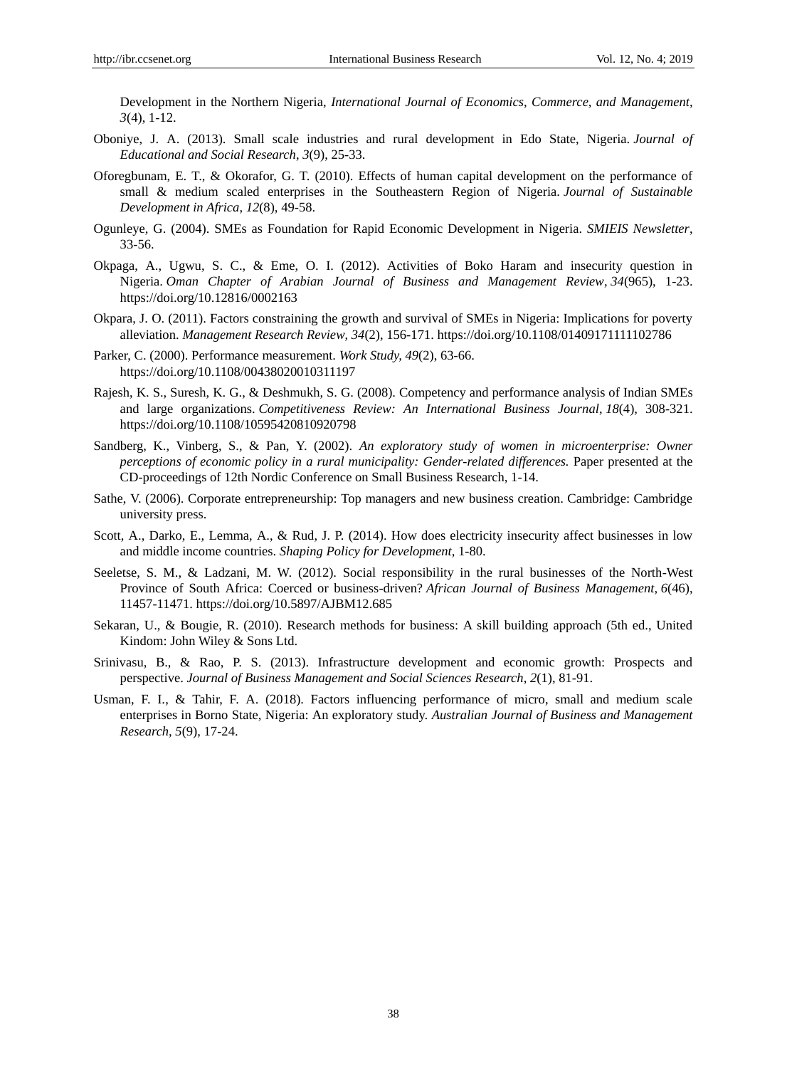Development in the Northern Nigeria, *International Journal of Economics, Commerce, and Management, 3*(4), 1-12.

Oboniye, J. A. (2013). Small scale industries and rural development in Edo State, Nigeria. *Journal of Educational and Social Research*, *3*(9), 25-33.

Oforegbunam, E. T., & Okorafor, G. T. (2010). Effects of human capital development on the performance of small & medium scaled enterprises in the Southeastern Region of Nigeria. *Journal of Sustainable Development in Africa*, *12*(8), 49-58.

Ogunleye, G. (2004). SMEs as Foundation for Rapid Economic Development in Nigeria. *SMIEIS Newsletter*, 33-56.

Okpaga, A., Ugwu, S. C., & Eme, O. I. (2012). Activities of Boko Haram and insecurity question in Nigeria. *Oman Chapter of Arabian Journal of Business and Management Review*, *34*(965), 1-23. https://doi.org/10.12816/0002163

Okpara, J. O. (2011). Factors constraining the growth and survival of SMEs in Nigeria: Implications for poverty alleviation. *Management Research Review*, *34*(2), 156-171. https://doi.org/10.1108/01409171111102786

Parker, C. (2000). Performance measurement. *Work Study, 49*(2), 63-66. https://doi.org/10.1108/00438020010311197

Rajesh, K. S., Suresh, K. G., & Deshmukh, S. G. (2008). Competency and performance analysis of Indian SMEs and large organizations. *Competitiveness Review: An International Business Journal*, *18*(4), 308-321. https://doi.org/10.1108/10595420810920798

Sandberg, K., Vinberg, S., & Pan, Y. (2002). *An exploratory study of women in microenterprise: Owner perceptions of economic policy in a rural municipality: Gender-related differences.* Paper presented at the CD-proceedings of 12th Nordic Conference on Small Business Research, 1-14.

Sathe, V. (2006). Corporate entrepreneurship: Top managers and new business creation. Cambridge: Cambridge university press.

Scott, A., Darko, E., Lemma, A., & Rud, J. P. (2014). How does electricity insecurity affect businesses in low and middle income countries. *Shaping Policy for Development*, 1-80.

Seeletse, S. M., & Ladzani, M. W. (2012). Social responsibility in the rural businesses of the North-West Province of South Africa: Coerced or business-driven? *African Journal of Business Management*, *6*(46), 11457-11471. https://doi.org/10.5897/AJBM12.685

Sekaran, U., & Bougie, R. (2010). Research methods for business: A skill building approach (5th ed., United Kindom: John Wiley & Sons Ltd.

Srinivasu, B., & Rao, P. S. (2013). Infrastructure development and economic growth: Prospects and perspective. *Journal of Business Management and Social Sciences Research*, *2*(1), 81-91.

Usman, F. I., & Tahir, F. A. (2018). Factors influencing performance of micro, small and medium scale enterprises in Borno State, Nigeria: An exploratory study. *Australian Journal of Business and Management Research, 5*(9), 17-24.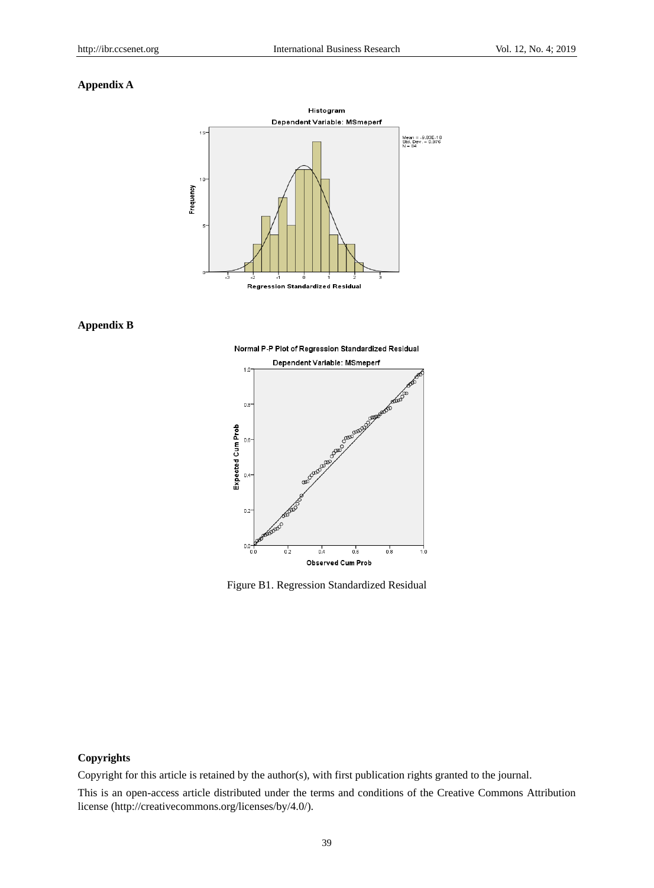## Appendix A

Histogram

Dependent Variable: MSmeperf

Mean = -9.83E-16
Std. Dev. = 0.976
N = 84

Frequency

Regression Standardized Residual

## Appendix B

Normal P-P Plot of Regression Standardized Residual

Dependent Variable: MSmeperf

Expected Cum Prob

Observed Cum Prob

Figure B1. Regression Standardized Residual

## Copyrights

Copyright for this article is retained by the author(s), with first publication rights granted to the journal.

This is an open-access article distributed under the terms and conditions of the Creative Commons Attribution license (http://creativecommons.org/licenses/by/4.0/).